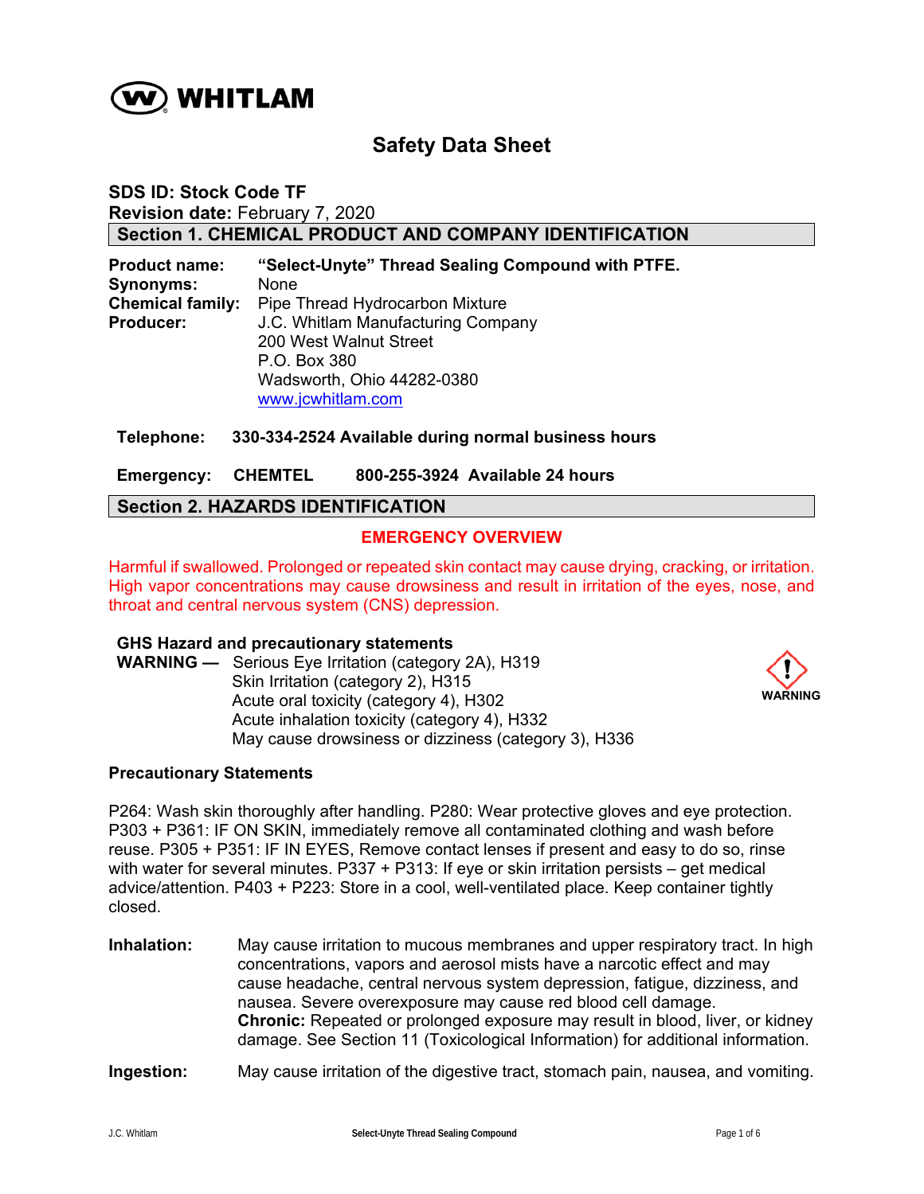WHITLAM

# Safety Data Sheet

**SDS ID: Stock Code TF**
**Revision date:** February 7, 2020

## Section 1. CHEMICAL PRODUCT AND COMPANY IDENTIFICATION

**Product name:** **"Select-Unyte" Thread Sealing Compound with PTFE.**
**Synonyms:** None
**Chemical family:** Pipe Thread Hydrocarbon Mixture
**Producer:** J.C. Whitlam Manufacturing Company
200 West Walnut Street
P.O. Box 380
Wadsworth, Ohio 44282-0380
www.jcwhitlam.com

**Telephone: 330-334-2524 Available during normal business hours**

**Emergency: CHEMTEL 800-255-3924 Available 24 hours**

## Section 2. HAZARDS IDENTIFICATION

**EMERGENCY OVERVIEW**

Harmful if swallowed. Prolonged or repeated skin contact may cause drying, cracking, or irritation. High vapor concentrations may cause drowsiness and result in irritation of the eyes, nose, and throat and central nervous system (CNS) depression.

**GHS Hazard and precautionary statements**

**WARNING —** Serious Eye Irritation (category 2A), H319
Skin Irritation (category 2), H315
Acute oral toxicity (category 4), H302
Acute inhalation toxicity (category 4), H332
May cause drowsiness or dizziness (category 3), H336

WARNING

**Precautionary Statements**

P264: Wash skin thoroughly after handling. P280: Wear protective gloves and eye protection. P303 + P361: IF ON SKIN, immediately remove all contaminated clothing and wash before reuse. P305 + P351: IF IN EYES, Remove contact lenses if present and easy to do so, rinse with water for several minutes. P337 + P313: If eye or skin irritation persists – get medical advice/attention. P403 + P223: Store in a cool, well-ventilated place. Keep container tightly closed.

**Inhalation:** May cause irritation to mucous membranes and upper respiratory tract. In high concentrations, vapors and aerosol mists have a narcotic effect and may cause headache, central nervous system depression, fatigue, dizziness, and nausea. Severe overexposure may cause red blood cell damage.
**Chronic:** Repeated or prolonged exposure may result in blood, liver, or kidney damage. See Section 11 (Toxicological Information) for additional information.

**Ingestion:** May cause irritation of the digestive tract, stomach pain, nausea, and vomiting.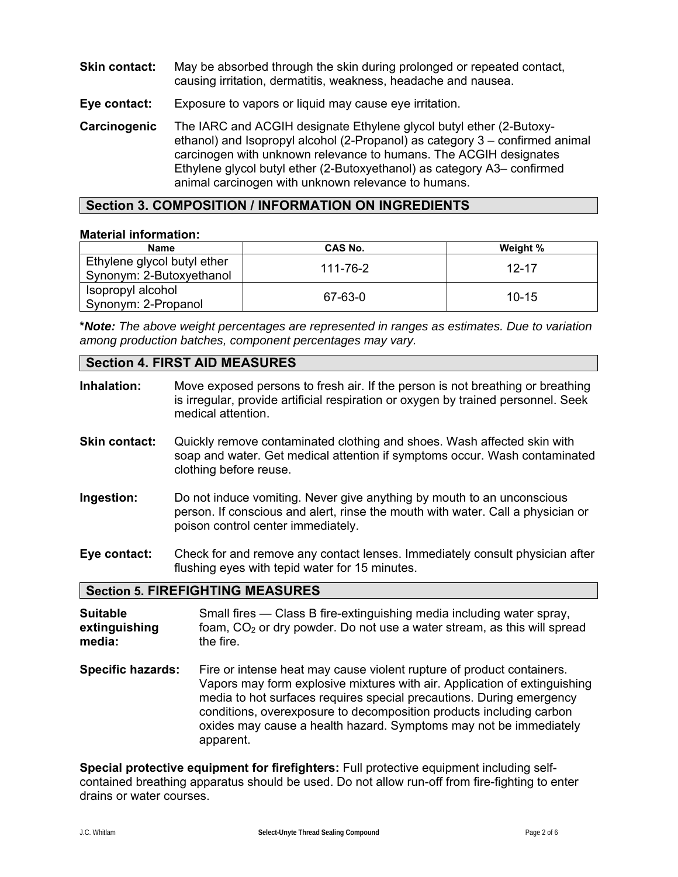**Skin contact:** May be absorbed through the skin during prolonged or repeated contact, causing irritation, dermatitis, weakness, headache and nausea.

**Eye contact:** Exposure to vapors or liquid may cause eye irritation.

**Carcinogenic** The IARC and ACGIH designate Ethylene glycol butyl ether (2-Butoxy-ethanol) and Isopropyl alcohol (2-Propanol) as category 3 – confirmed animal carcinogen with unknown relevance to humans. The ACGIH designates Ethylene glycol butyl ether (2-Butoxyethanol) as category A3– confirmed animal carcinogen with unknown relevance to humans.

## Section 3. COMPOSITION / INFORMATION ON INGREDIENTS

**Material information:**

| Name | CAS No. | Weight % |
|---|---|---|
| Ethylene glycol butyl ether Synonym: 2-Butoxyethanol | 111-76-2 | 12-17 |
| Isopropyl alcohol Synonym: 2-Propanol | 67-63-0 | 10-15 |

***Note:** *The above weight percentages are represented in ranges as estimates. Due to variation among production batches, component percentages may vary.*

## Section 4. FIRST AID MEASURES

**Inhalation:** Move exposed persons to fresh air. If the person is not breathing or breathing is irregular, provide artificial respiration or oxygen by trained personnel. Seek medical attention.

**Skin contact:** Quickly remove contaminated clothing and shoes. Wash affected skin with soap and water. Get medical attention if symptoms occur. Wash contaminated clothing before reuse.

**Ingestion:** Do not induce vomiting. Never give anything by mouth to an unconscious person. If conscious and alert, rinse the mouth with water. Call a physician or poison control center immediately.

**Eye contact:** Check for and remove any contact lenses. Immediately consult physician after flushing eyes with tepid water for 15 minutes.

## Section 5. FIREFIGHTING MEASURES

**Suitable extinguishing media:** Small fires — Class B fire-extinguishing media including water spray, foam, $CO_2$ or dry powder. Do not use a water stream, as this will spread the fire.

**Specific hazards:** Fire or intense heat may cause violent rupture of product containers. Vapors may form explosive mixtures with air. Application of extinguishing media to hot surfaces requires special precautions. During emergency conditions, overexposure to decomposition products including carbon oxides may cause a health hazard. Symptoms may not be immediately apparent.

**Special protective equipment for firefighters:** Full protective equipment including self-contained breathing apparatus should be used. Do not allow run-off from fire-fighting to enter drains or water courses.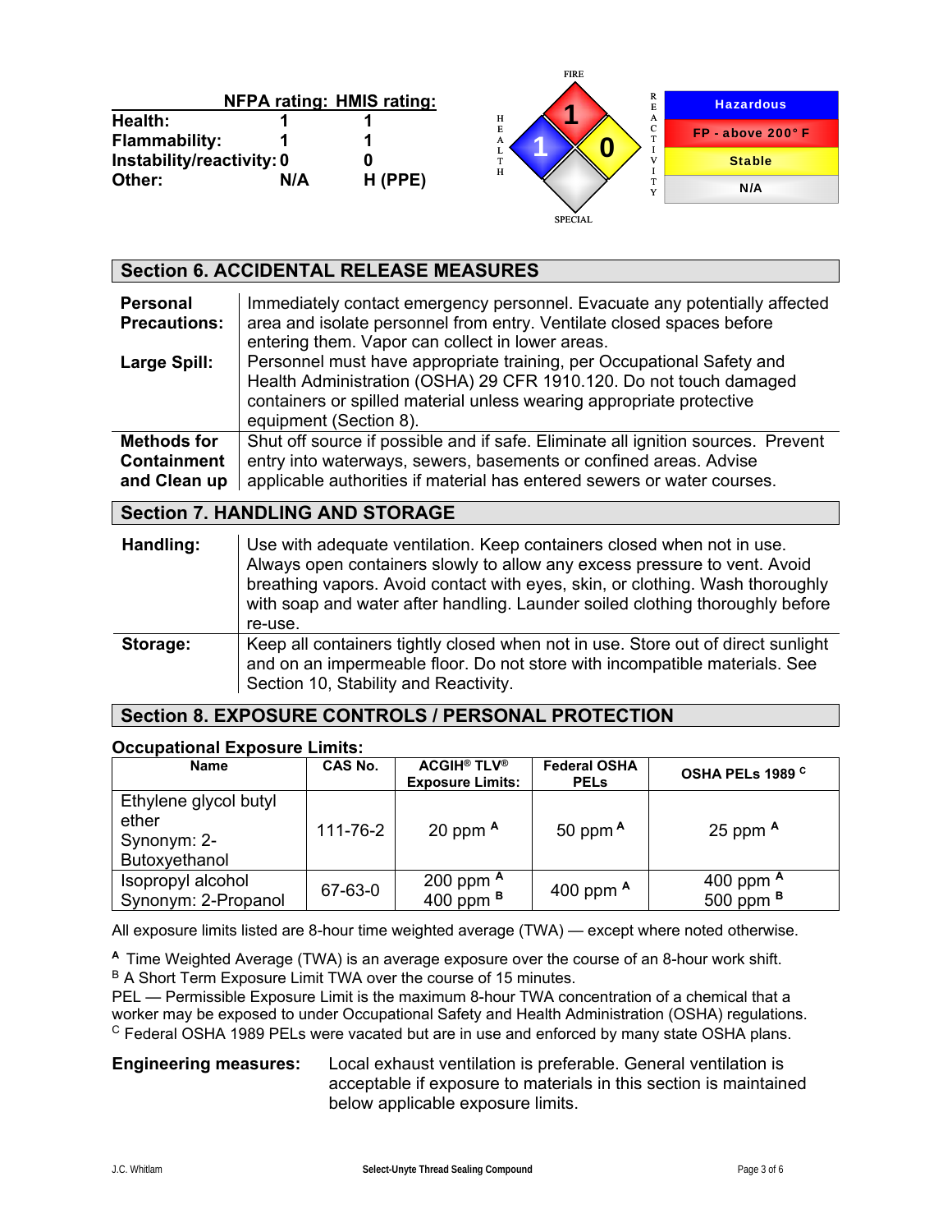| | NFPA rating: | HMIS rating: |
|---|---|---|
| **Health:** | 1 | 1 |
| **Flammability:** | 1 | 1 |
| **Instability/reactivity:** | 0 | 0 |
| **Other:** | N/A | H (PPE) |

FIRE: 1
HEALTH: 1
REACTIVITY: 0
SPECIAL

| |
|---|
| Hazardous |
| FP - above 200° F |
| Stable |
| N/A |

## Section 6. ACCIDENTAL RELEASE MEASURES

| | |
|---|---|
| **Personal Precautions:** | Immediately contact emergency personnel. Evacuate any potentially affected area and isolate personnel from entry. Ventilate closed spaces before entering them. Vapor can collect in lower areas. |
| **Large Spill:** | Personnel must have appropriate training, per Occupational Safety and Health Administration (OSHA) 29 CFR 1910.120. Do not touch damaged containers or spilled material unless wearing appropriate protective equipment (Section 8). |
| **Methods for Containment and Clean up** | Shut off source if possible and if safe. Eliminate all ignition sources. Prevent entry into waterways, sewers, basements or confined areas. Advise applicable authorities if material has entered sewers or water courses. |

## Section 7. HANDLING AND STORAGE

| | |
|---|---|
| **Handling:** | Use with adequate ventilation. Keep containers closed when not in use. Always open containers slowly to allow any excess pressure to vent. Avoid breathing vapors. Avoid contact with eyes, skin, or clothing. Wash thoroughly with soap and water after handling. Launder soiled clothing thoroughly before re-use. |
| **Storage:** | Keep all containers tightly closed when not in use. Store out of direct sunlight and on an impermeable floor. Do not store with incompatible materials. See Section 10, Stability and Reactivity. |

## Section 8. EXPOSURE CONTROLS / PERSONAL PROTECTION

**Occupational Exposure Limits:**

| Name | CAS No. | ACGIH® TLV® Exposure Limits: | Federal OSHA PELs | OSHA PELs 1989 [C] |
|---|---|---|---|---|
| Ethylene glycol butyl ether Synonym: 2-Butoxyethanol | 111-76-2 | 20 ppm [A] | 50 ppm [A] | 25 ppm [A] |
| Isopropyl alcohol Synonym: 2-Propanol | 67-63-0 | 200 ppm [A] 400 ppm [B] | 400 ppm [A] | 400 ppm [A] 500 ppm [B] |

All exposure limits listed are 8-hour time weighted average (TWA) — except where noted otherwise.

[A] Time Weighted Average (TWA) is an average exposure over the course of an 8-hour work shift.
[B] A Short Term Exposure Limit TWA over the course of 15 minutes.
PEL — Permissible Exposure Limit is the maximum 8-hour TWA concentration of a chemical that a worker may be exposed to under Occupational Safety and Health Administration (OSHA) regulations.
[C] Federal OSHA 1989 PELs were vacated but are in use and enforced by many state OSHA plans.

**Engineering measures:** Local exhaust ventilation is preferable. General ventilation is acceptable if exposure to materials in this section is maintained below applicable exposure limits.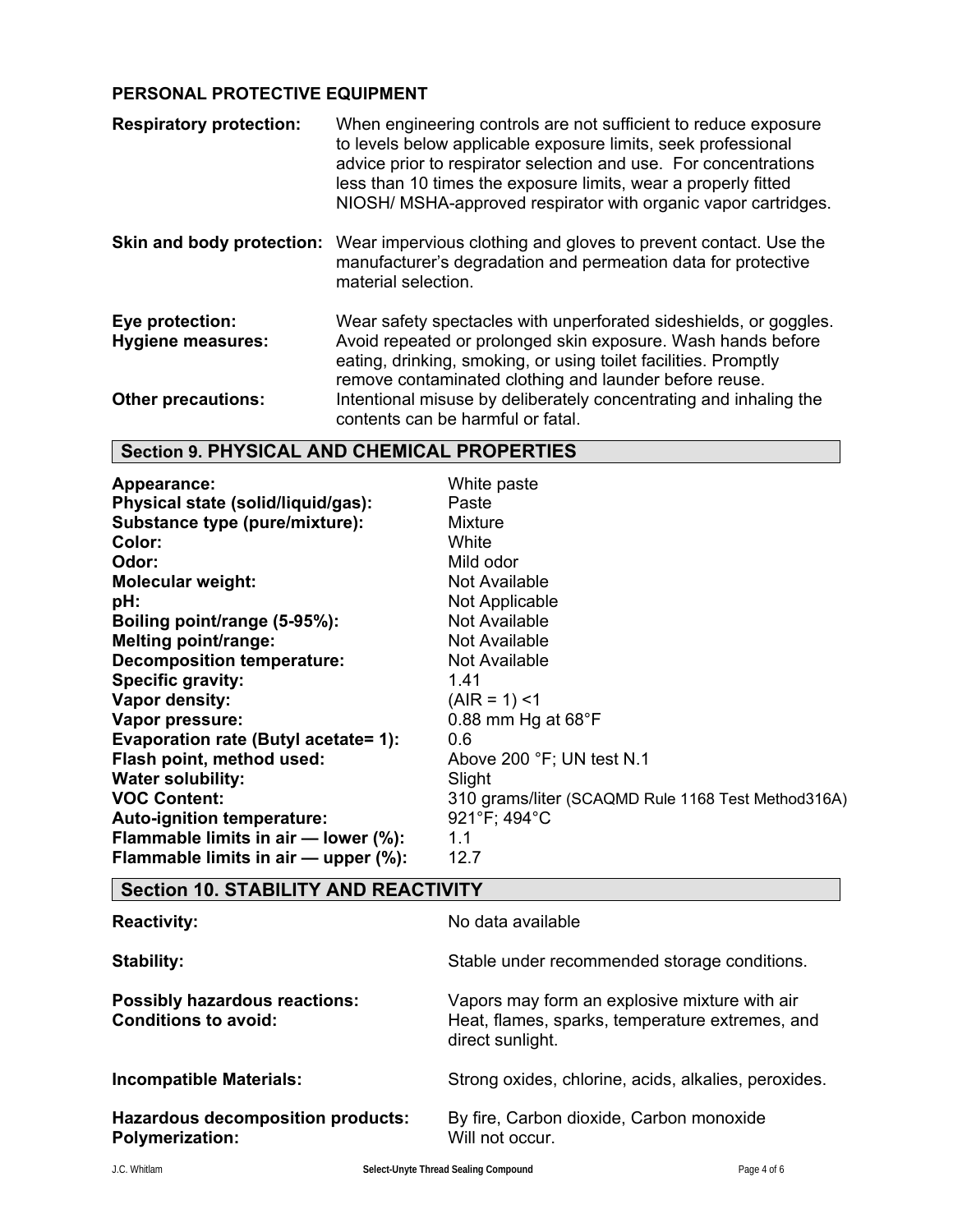**PERSONAL PROTECTIVE EQUIPMENT**

**Respiratory protection:** When engineering controls are not sufficient to reduce exposure to levels below applicable exposure limits, seek professional advice prior to respirator selection and use. For concentrations less than 10 times the exposure limits, wear a properly fitted NIOSH/ MSHA-approved respirator with organic vapor cartridges.

**Skin and body protection:** Wear impervious clothing and gloves to prevent contact. Use the manufacturer's degradation and permeation data for protective material selection.

**Eye protection:** Wear safety spectacles with unperforated sideshields, or goggles.

**Hygiene measures:** Avoid repeated or prolonged skin exposure. Wash hands before eating, drinking, smoking, or using toilet facilities. Promptly remove contaminated clothing and launder before reuse.

**Other precautions:** Intentional misuse by deliberately concentrating and inhaling the contents can be harmful or fatal.

## Section 9. PHYSICAL AND CHEMICAL PROPERTIES

| | |
|---|---|
| **Appearance:** | White paste |
| **Physical state (solid/liquid/gas):** | Paste |
| **Substance type (pure/mixture):** | Mixture |
| **Color:** | White |
| **Odor:** | Mild odor |
| **Molecular weight:** | Not Available |
| **pH:** | Not Applicable |
| **Boiling point/range (5-95%):** | Not Available |
| **Melting point/range:** | Not Available |
| **Decomposition temperature:** | Not Available |
| **Specific gravity:** | 1.41 |
| **Vapor density:** | (AIR = 1) <1 |
| **Vapor pressure:** | 0.88 mm Hg at 68°F |
| **Evaporation rate (Butyl acetate= 1):** | 0.6 |
| **Flash point, method used:** | Above 200 °F; UN test N.1 |
| **Water solubility:** | Slight |
| **VOC Content:** | 310 grams/liter (SCAQMD Rule 1168 Test Method316A) |
| **Auto-ignition temperature:** | 921°F; 494°C |
| **Flammable limits in air — lower (%):** | 1.1 |
| **Flammable limits in air — upper (%):** | 12.7 |

## Section 10. STABILITY AND REACTIVITY

| | |
|---|---|
| **Reactivity:** | No data available |
| **Stability:** | Stable under recommended storage conditions. |
| **Possibly hazardous reactions:** | Vapors may form an explosive mixture with air |
| **Conditions to avoid:** | Heat, flames, sparks, temperature extremes, and direct sunlight. |
| **Incompatible Materials:** | Strong oxides, chlorine, acids, alkalies, peroxides. |
| **Hazardous decomposition products:** | By fire, Carbon dioxide, Carbon monoxide |
| **Polymerization:** | Will not occur. |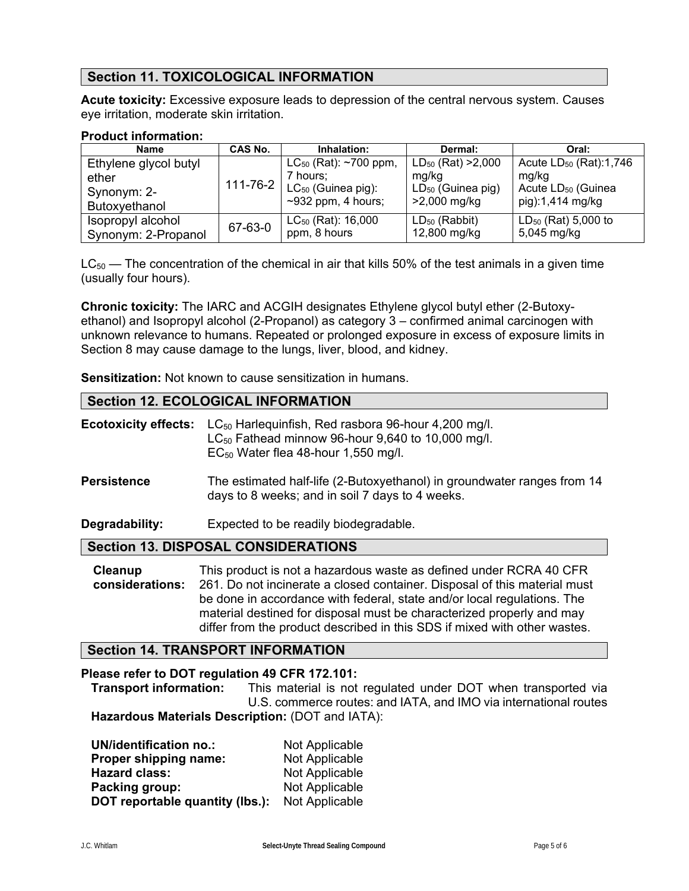## Section 11. TOXICOLOGICAL INFORMATION

**Acute toxicity:** Excessive exposure leads to depression of the central nervous system. Causes eye irritation, moderate skin irritation.

**Product information:**

| Name | CAS No. | Inhalation: | Dermal: | Oral: |
|---|---|---|---|---|
| Ethylene glycol butyl ether Synonym: 2-Butoxyethanol | 111-76-2 | $LC_{50}$ (Rat): ~700 ppm, 7 hours; $LC_{50}$ (Guinea pig): ~932 ppm, 4 hours; | $LD_{50}$ (Rat) >2,000 mg/kg $LD_{50}$ (Guinea pig) >2,000 mg/kg | Acute $LD_{50}$ (Rat):1,746 mg/kg Acute $LD_{50}$ (Guinea pig):1,414 mg/kg |
| Isopropyl alcohol Synonym: 2-Propanol | 67-63-0 | $LC_{50}$ (Rat): 16,000 ppm, 8 hours | $LD_{50}$ (Rabbit) 12,800 mg/kg | $LD_{50}$ (Rat) 5,000 to 5,045 mg/kg |

$LC_{50}$ — The concentration of the chemical in air that kills 50% of the test animals in a given time (usually four hours).

**Chronic toxicity:** The IARC and ACGIH designates Ethylene glycol butyl ether (2-Butoxy-ethanol) and Isopropyl alcohol (2-Propanol) as category 3 – confirmed animal carcinogen with unknown relevance to humans. Repeated or prolonged exposure in excess of exposure limits in Section 8 may cause damage to the lungs, liver, blood, and kidney.

**Sensitization:** Not known to cause sensitization in humans.

## Section 12. ECOLOGICAL INFORMATION

**Ecotoxicity effects:** $LC_{50}$ Harlequinfish, Red rasbora 96-hour 4,200 mg/l.
$LC_{50}$ Fathead minnow 96-hour 9,640 to 10,000 mg/l.
$EC_{50}$ Water flea 48-hour 1,550 mg/l.

**Persistence** The estimated half-life (2-Butoxyethanol) in groundwater ranges from 14 days to 8 weeks; and in soil 7 days to 4 weeks.

**Degradability:** Expected to be readily biodegradable.

## Section 13. DISPOSAL CONSIDERATIONS

**Cleanup considerations:** This product is not a hazardous waste as defined under RCRA 40 CFR 261. Do not incinerate a closed container. Disposal of this material must be done in accordance with federal, state and/or local regulations. The material destined for disposal must be characterized properly and may differ from the product described in this SDS if mixed with other wastes.

## Section 14. TRANSPORT INFORMATION

**Please refer to DOT regulation 49 CFR 172.101:**

**Transport information:** This material is not regulated under DOT when transported via U.S. commerce routes: and IATA, and IMO via international routes

**Hazardous Materials Description:** (DOT and IATA):

**UN/identification no.:** Not Applicable
**Proper shipping name:** Not Applicable
**Hazard class:** Not Applicable
**Packing group:** Not Applicable
**DOT reportable quantity (lbs.):** Not Applicable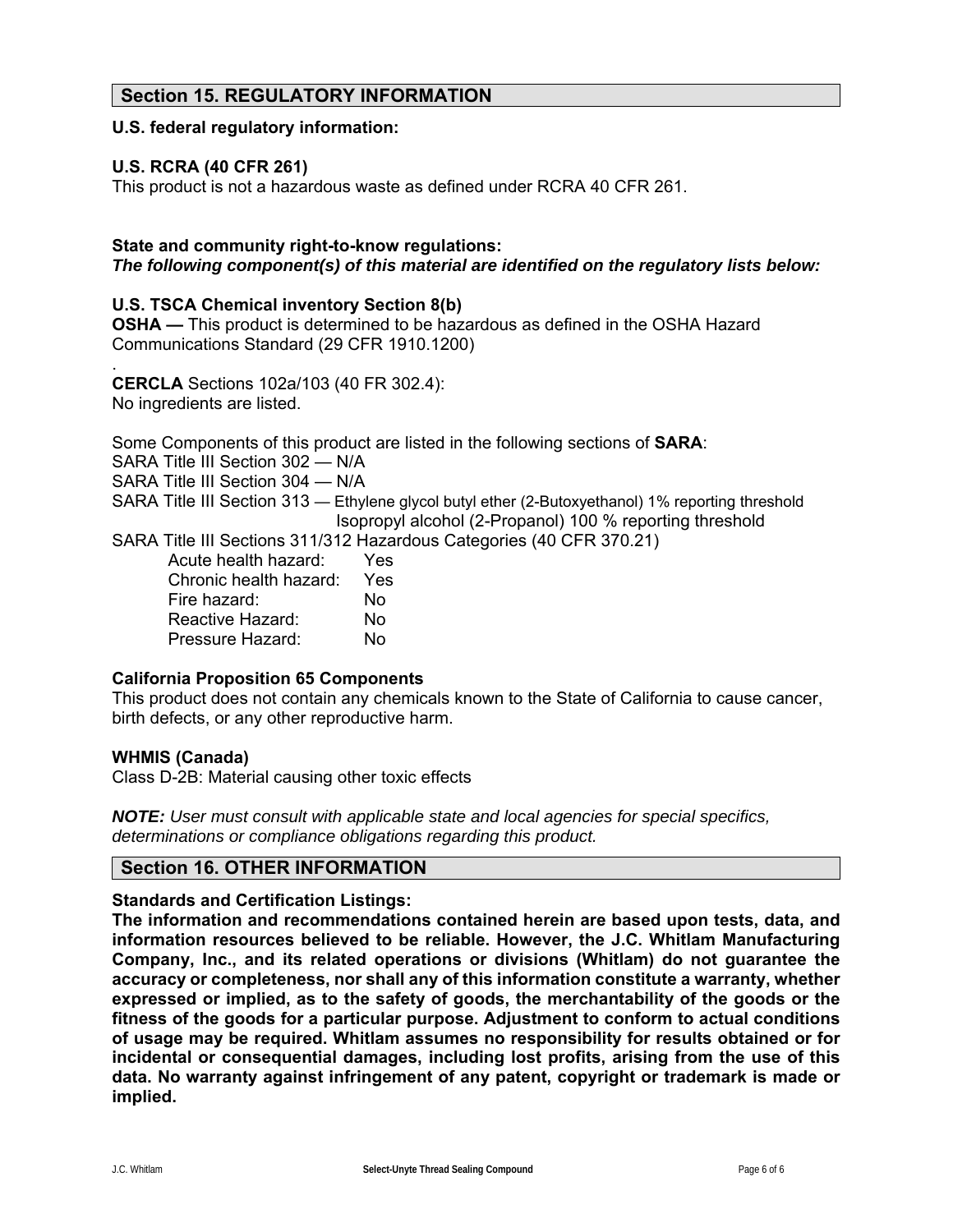## Section 15. REGULATORY INFORMATION

**U.S. federal regulatory information:**

**U.S. RCRA (40 CFR 261)**

This product is not a hazardous waste as defined under RCRA 40 CFR 261.

**State and community right-to-know regulations:**

***The following component(s) of this material are identified on the regulatory lists below:***

**U.S. TSCA Chemical inventory Section 8(b)**

**OSHA —** This product is determined to be hazardous as defined in the OSHA Hazard Communications Standard (29 CFR 1910.1200)

.

**CERCLA** Sections 102a/103 (40 FR 302.4):

No ingredients are listed.

Some Components of this product are listed in the following sections of **SARA**:

SARA Title III Section 302 — N/A

SARA Title III Section 304 — N/A

SARA Title III Section 313 — Ethylene glycol butyl ether (2-Butoxyethanol) 1% reporting threshold

Isopropyl alcohol (2-Propanol) 100 % reporting threshold

SARA Title III Sections 311/312 Hazardous Categories (40 CFR 370.21)

| | |
|---|---|
| Acute health hazard: | Yes |
| Chronic health hazard: | Yes |
| Fire hazard: | No |
| Reactive Hazard: | No |
| Pressure Hazard: | No |

**California Proposition 65 Components**

This product does not contain any chemicals known to the State of California to cause cancer, birth defects, or any other reproductive harm.

**WHMIS (Canada)**

Class D-2B: Material causing other toxic effects

***NOTE:*** *User must consult with applicable state and local agencies for special specifics, determinations or compliance obligations regarding this product.*

## Section 16. OTHER INFORMATION

**Standards and Certification Listings:**

**The information and recommendations contained herein are based upon tests, data, and information resources believed to be reliable. However, the J.C. Whitlam Manufacturing Company, Inc., and its related operations or divisions (Whitlam) do not guarantee the accuracy or completeness, nor shall any of this information constitute a warranty, whether expressed or implied, as to the safety of goods, the merchantability of the goods or the fitness of the goods for a particular purpose. Adjustment to conform to actual conditions of usage may be required. Whitlam assumes no responsibility for results obtained or for incidental or consequential damages, including lost profits, arising from the use of this data. No warranty against infringement of any patent, copyright or trademark is made or implied.**